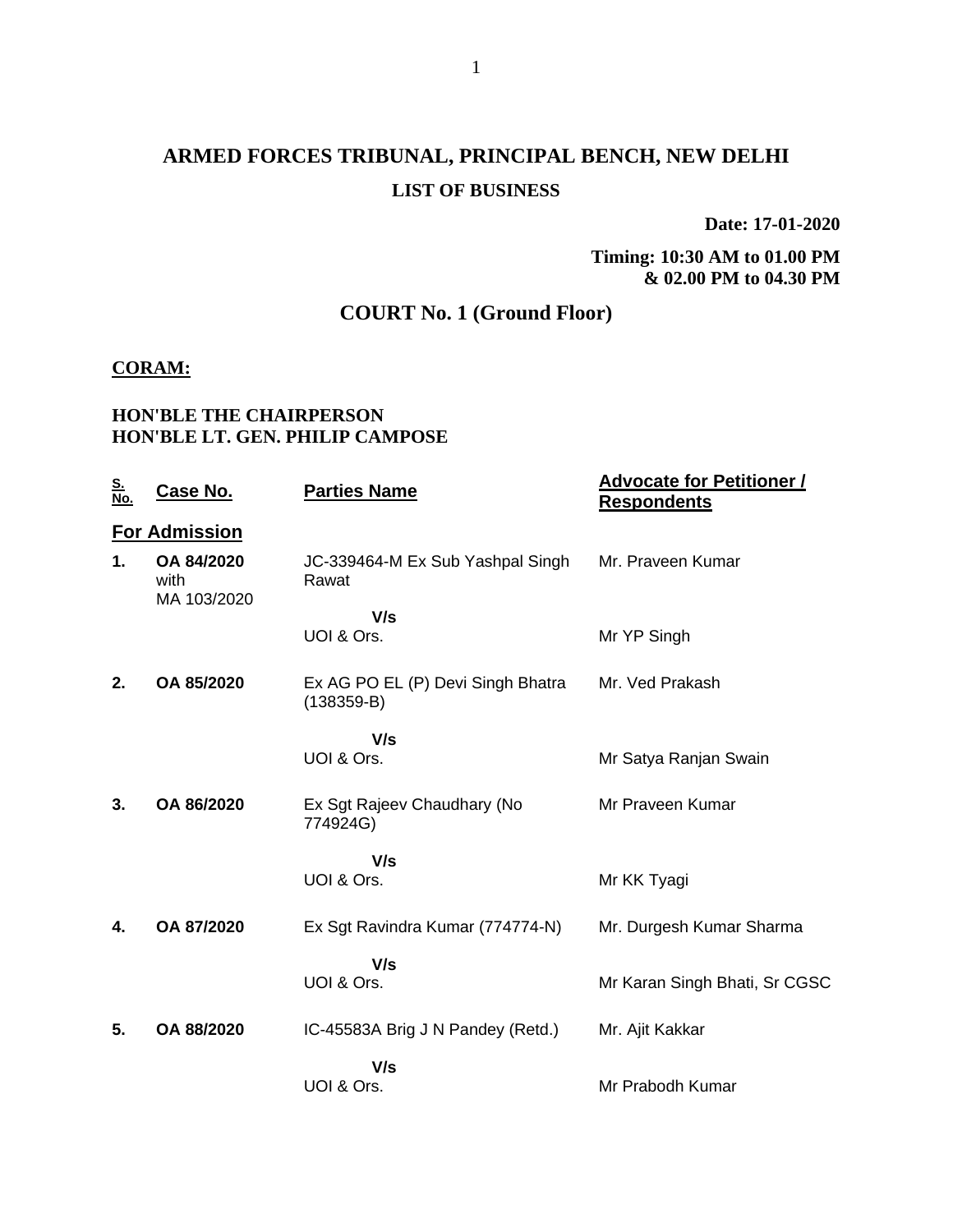# ARMED FORCES TRIBUNAL, PRINCIPAL BENCH, NEW DELHI

## LIST OF BUSINESS

**Date: 17-01-2020**

**Timing: 10:30 AM to 01.00 PM & 02.00 PM to 04.30 PM**

## COURT No. 1 (Ground Floor)

**CORAM:**

**HON'BLE THE CHAIRPERSON**
**HON'BLE LT. GEN. PHILIP CAMPOSE**

| S. No. | Case No. | Parties Name | Advocate for Petitioner / Respondents |
|---|---|---|---|
| | **For Admission** | | |
| 1. | **OA 84/2020** with MA 103/2020 | JC-339464-M Ex Sub Yashpal Singh Rawat | Mr. Praveen Kumar |
| | | **V/s** | |
| | | UOI & Ors. | Mr YP Singh |
| 2. | **OA 85/2020** | Ex AG PO EL (P) Devi Singh Bhatra (138359-B) | Mr. Ved Prakash |
| | | **V/s** | |
| | | UOI & Ors. | Mr Satya Ranjan Swain |
| 3. | **OA 86/2020** | Ex Sgt Rajeev Chaudhary (No 774924G) | Mr Praveen Kumar |
| | | **V/s** | |
| | | UOI & Ors. | Mr KK Tyagi |
| 4. | **OA 87/2020** | Ex Sgt Ravindra Kumar (774774-N) | Mr. Durgesh Kumar Sharma |
| | | **V/s** | |
| | | UOI & Ors. | Mr Karan Singh Bhati, Sr CGSC |
| 5. | **OA 88/2020** | IC-45583A Brig J N Pandey (Retd.) | Mr. Ajit Kakkar |
| | | **V/s** | |
| | | UOI & Ors. | Mr Prabodh Kumar |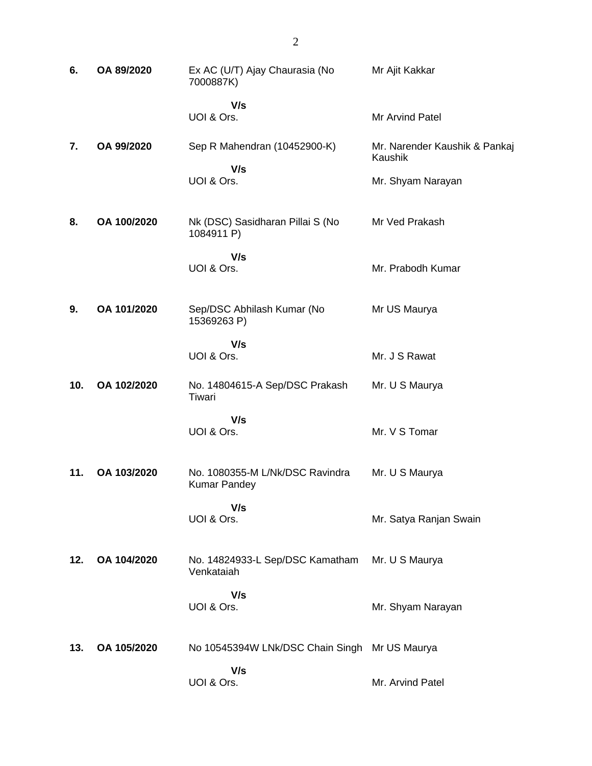| | | | |
|---|---|---|---|
| **6.** | **OA 89/2020** | Ex AC (U/T) Ajay Chaurasia (No 7000887K) | Mr Ajit Kakkar |
| | | **V/s** | |
| | | UOI & Ors. | Mr Arvind Patel |
| **7.** | **OA 99/2020** | Sep R Mahendran (10452900-K) | Mr. Narender Kaushik & Pankaj Kaushik |
| | | **V/s** | |
| | | UOI & Ors. | Mr. Shyam Narayan |
| **8.** | **OA 100/2020** | Nk (DSC) Sasidharan Pillai S (No 1084911 P) | Mr Ved Prakash |
| | | **V/s** | |
| | | UOI & Ors. | Mr. Prabodh Kumar |
| **9.** | **OA 101/2020** | Sep/DSC Abhilash Kumar (No 15369263 P) | Mr US Maurya |
| | | **V/s** | |
| | | UOI & Ors. | Mr. J S Rawat |
| **10.** | **OA 102/2020** | No. 14804615-A Sep/DSC Prakash Tiwari | Mr. U S Maurya |
| | | **V/s** | |
| | | UOI & Ors. | Mr. V S Tomar |
| **11.** | **OA 103/2020** | No. 1080355-M L/Nk/DSC Ravindra Kumar Pandey | Mr. U S Maurya |
| | | **V/s** | |
| | | UOI & Ors. | Mr. Satya Ranjan Swain |
| **12.** | **OA 104/2020** | No. 14824933-L Sep/DSC Kamatham Venkataiah | Mr. U S Maurya |
| | | **V/s** | |
| | | UOI & Ors. | Mr. Shyam Narayan |
| **13.** | **OA 105/2020** | No 10545394W LNk/DSC Chain Singh | Mr US Maurya |
| | | **V/s** | |
| | | UOI & Ors. | Mr. Arvind Patel |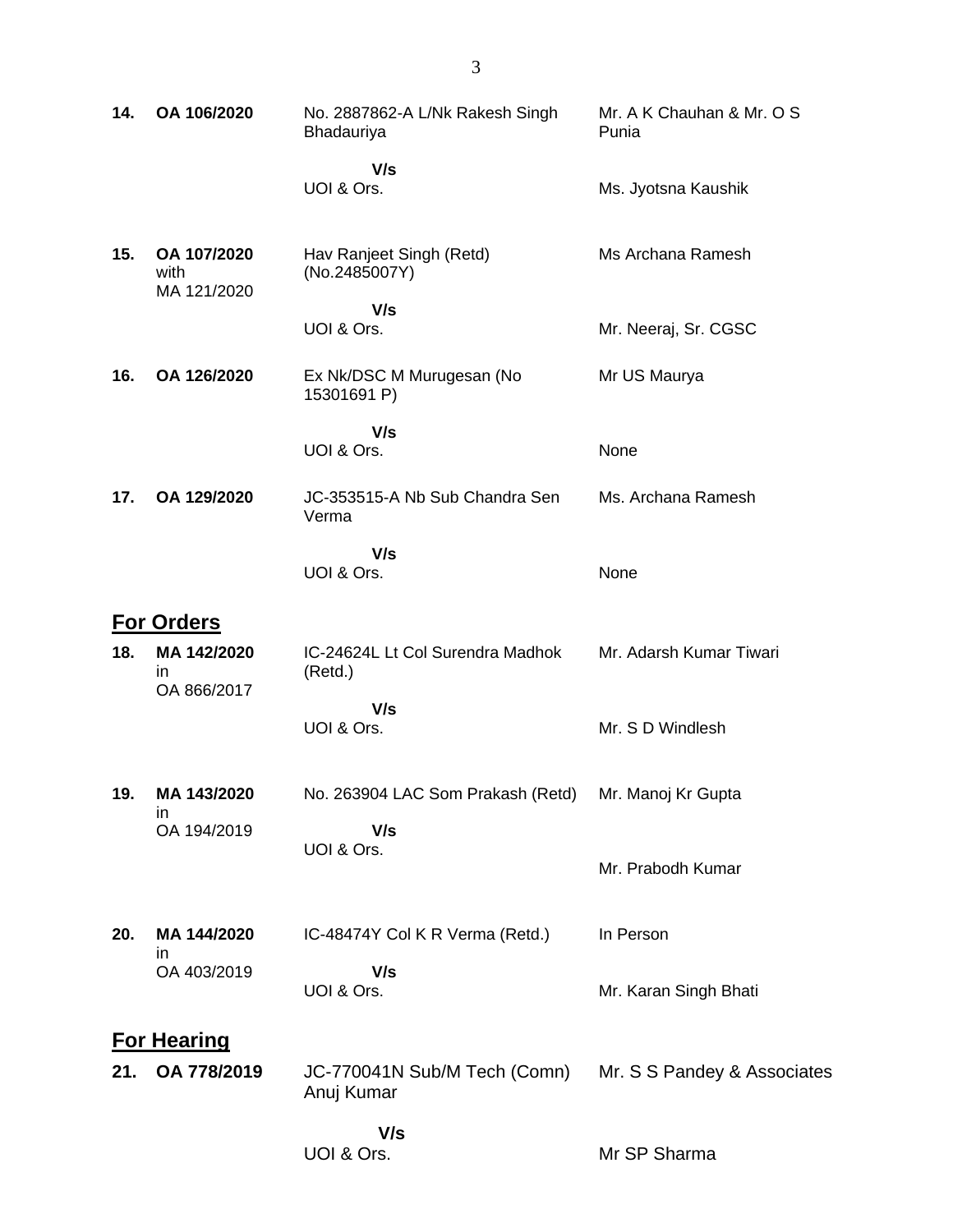| | | | |
|---|---|---|---|
| **14.** | **OA 106/2020** | No. 2887862-A L/Nk Rakesh Singh Bhadauriya | Mr. A K Chauhan & Mr. O S Punia |
| | | **V/s** UOI & Ors. | Ms. Jyotsna Kaushik |
| **15.** | **OA 107/2020** with MA 121/2020 | Hav Ranjeet Singh (Retd) (No.2485007Y) | Ms Archana Ramesh |
| | | **V/s** UOI & Ors. | Mr. Neeraj, Sr. CGSC |
| **16.** | **OA 126/2020** | Ex Nk/DSC M Murugesan (No 15301691 P) | Mr US Maurya |
| | | **V/s** UOI & Ors. | None |
| **17.** | **OA 129/2020** | JC-353515-A Nb Sub Chandra Sen Verma | Ms. Archana Ramesh |
| | | **V/s** UOI & Ors. | None |

## For Orders

| | | | |
|---|---|---|---|
| **18.** | **MA 142/2020** in OA 866/2017 | IC-24624L Lt Col Surendra Madhok (Retd.) | Mr. Adarsh Kumar Tiwari |
| | | **V/s** UOI & Ors. | Mr. S D Windlesh |
| **19.** | **MA 143/2020** in OA 194/2019 | No. 263904 LAC Som Prakash (Retd) | Mr. Manoj Kr Gupta |
| | | **V/s** UOI & Ors. | Mr. Prabodh Kumar |
| **20.** | **MA 144/2020** in OA 403/2019 | IC-48474Y Col K R Verma (Retd.) | In Person |
| | | **V/s** UOI & Ors. | Mr. Karan Singh Bhati |

## For Hearing

| | | | |
|---|---|---|---|
| **21.** | **OA 778/2019** | JC-770041N Sub/M Tech (Comn) Anuj Kumar | Mr. S S Pandey & Associates |
| | | **V/s** UOI & Ors. | Mr SP Sharma |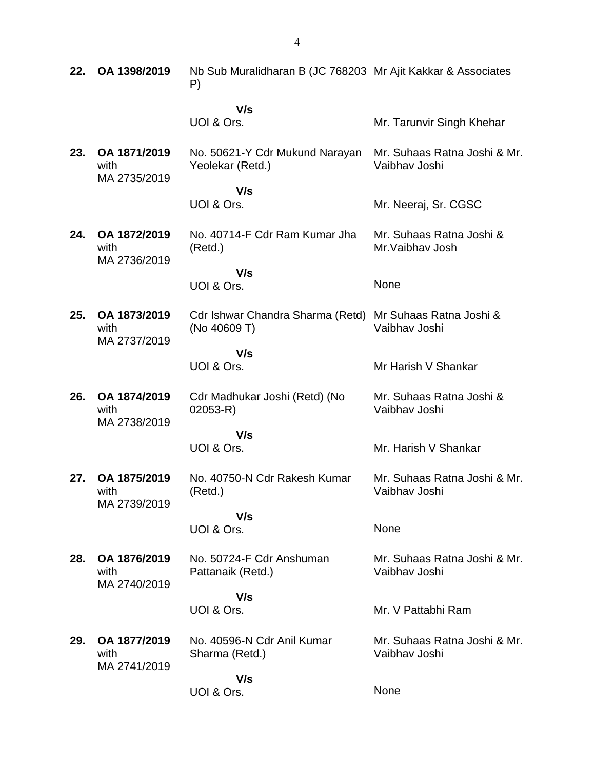| | | | |
|---|---|---|---|
| **22.** | **OA 1398/2019** | Nb Sub Muralidharan B (JC 768203 P)<br><br>**V/s**<br>UOI & Ors. | Mr Ajit Kakkar & Associates<br><br><br>Mr. Tarunvir Singh Khehar |
| **23.** | **OA 1871/2019** with MA 2735/2019 | No. 50621-Y Cdr Mukund Narayan Yeolekar (Retd.)<br><br>**V/s**<br>UOI & Ors. | Mr. Suhaas Ratna Joshi & Mr. Vaibhav Joshi<br><br><br>Mr. Neeraj, Sr. CGSC |
| **24.** | **OA 1872/2019** with MA 2736/2019 | No. 40714-F Cdr Ram Kumar Jha (Retd.)<br><br>**V/s**<br>UOI & Ors. | Mr. Suhaas Ratna Joshi & Mr.Vaibhav Josh<br><br><br>None |
| **25.** | **OA 1873/2019** with MA 2737/2019 | Cdr Ishwar Chandra Sharma (Retd) (No 40609 T)<br><br>**V/s**<br>UOI & Ors. | Mr Suhaas Ratna Joshi & Vaibhav Joshi<br><br><br>Mr Harish V Shankar |
| **26.** | **OA 1874/2019** with MA 2738/2019 | Cdr Madhukar Joshi (Retd) (No 02053-R)<br><br>**V/s**<br>UOI & Ors. | Mr. Suhaas Ratna Joshi & Vaibhav Joshi<br><br><br>Mr. Harish V Shankar |
| **27.** | **OA 1875/2019** with MA 2739/2019 | No. 40750-N Cdr Rakesh Kumar (Retd.)<br><br>**V/s**<br>UOI & Ors. | Mr. Suhaas Ratna Joshi & Mr. Vaibhav Joshi<br><br><br>None |
| **28.** | **OA 1876/2019** with MA 2740/2019 | No. 50724-F Cdr Anshuman Pattanaik (Retd.)<br><br>**V/s**<br>UOI & Ors. | Mr. Suhaas Ratna Joshi & Mr. Vaibhav Joshi<br><br><br>Mr. V Pattabhi Ram |
| **29.** | **OA 1877/2019** with MA 2741/2019 | No. 40596-N Cdr Anil Kumar Sharma (Retd.)<br><br>**V/s**<br>UOI & Ors. | Mr. Suhaas Ratna Joshi & Mr. Vaibhav Joshi<br><br><br>None |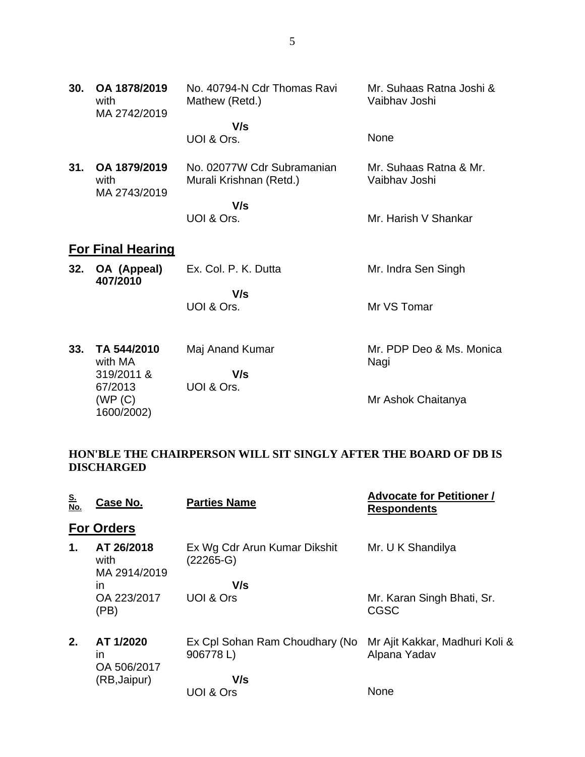| | | | |
|---|---|---|---|
| **30.** | **OA 1878/2019** with MA 2742/2019 | No. 40794-N Cdr Thomas Ravi Mathew (Retd.)<br>**V/s**<br>UOI & Ors. | Mr. Suhaas Ratna Joshi & Vaibhav Joshi<br><br>None |
| **31.** | **OA 1879/2019** with MA 2743/2019 | No. 02077W Cdr Subramanian Murali Krishnan (Retd.)<br>**V/s**<br>UOI & Ors. | Mr. Suhaas Ratna & Mr. Vaibhav Joshi<br><br>Mr. Harish V Shankar |

## For Final Hearing

| | | | |
|---|---|---|---|
| **32.** | **OA (Appeal) 407/2010** | Ex. Col. P. K. Dutta<br>**V/s**<br>UOI & Ors. | Mr. Indra Sen Singh<br><br>Mr VS Tomar |
| **33.** | **TA 544/2010** with MA 319/2011 & 67/2013 (WP (C) 1600/2002) | Maj Anand Kumar<br>**V/s**<br>UOI & Ors. | Mr. PDP Deo & Ms. Monica Nagi<br><br>Mr Ashok Chaitanya |

**HON'BLE THE CHAIRPERSON WILL SIT SINGLY AFTER THE BOARD OF DB IS DISCHARGED**

| S. No. | Case No. | Parties Name | Advocate for Petitioner / Respondents |
|---|---|---|---|

## For Orders

| | | | |
|---|---|---|---|
| **1.** | **AT 26/2018** with MA 2914/2019 in OA 223/2017 (PB) | Ex Wg Cdr Arun Kumar Dikshit (22265-G)<br>**V/s**<br>UOI & Ors | Mr. U K Shandilya<br><br>Mr. Karan Singh Bhati, Sr. CGSC |
| **2.** | **AT 1/2020** in OA 506/2017 (RB,Jaipur) | Ex Cpl Sohan Ram Choudhary (No 906778 L)<br>**V/s**<br>UOI & Ors | Mr Ajit Kakkar, Madhuri Koli & Alpana Yadav<br><br>None |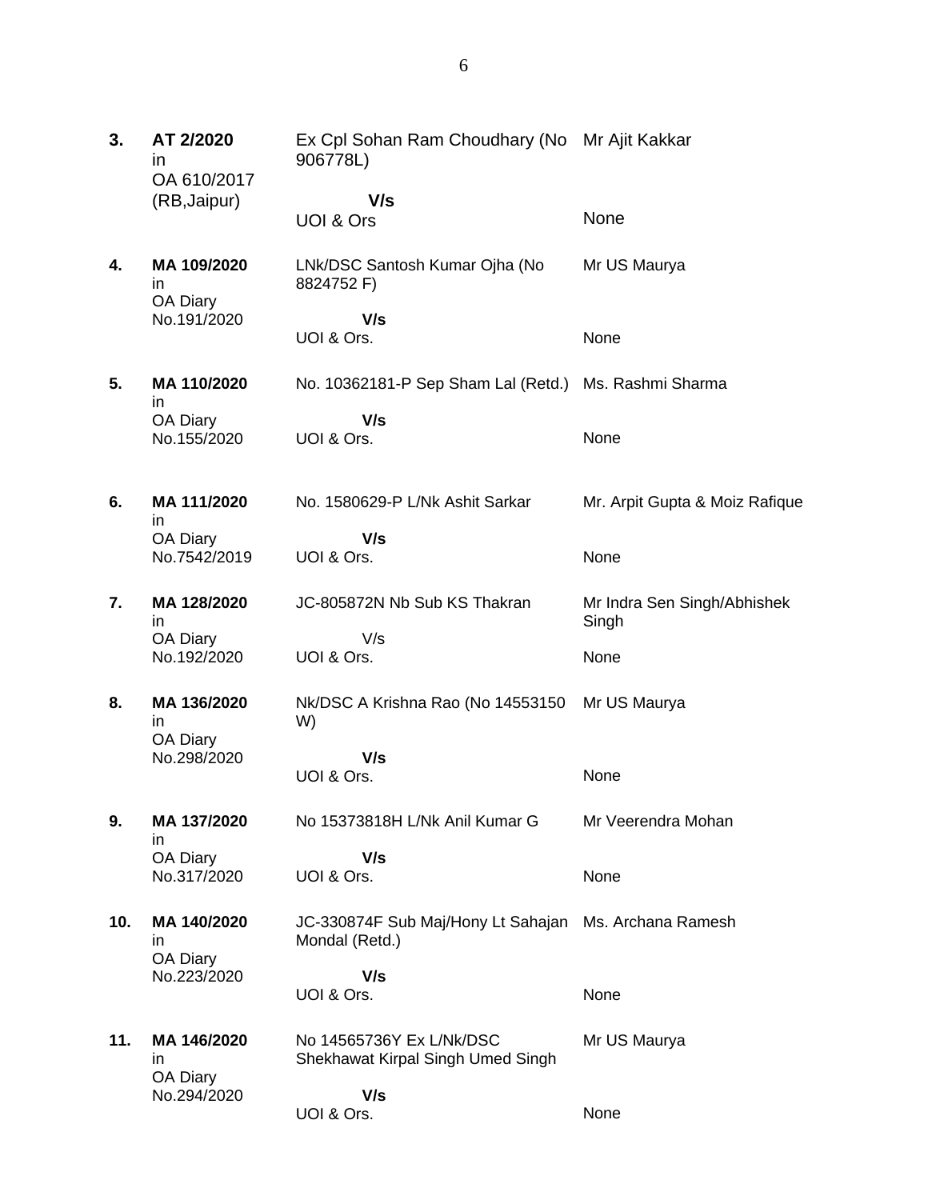| | | | |
|---|---|---|---|
| **3.** | **AT 2/2020** in OA 610/2017 (RB,Jaipur) | Ex Cpl Sohan Ram Choudhary (No 906778L)<br><br>**V/s**<br>UOI & Ors | Mr Ajit Kakkar<br><br><br>None |
| **4.** | **MA 109/2020** in OA Diary No.191/2020 | LNk/DSC Santosh Kumar Ojha (No 8824752 F)<br><br>**V/s**<br>UOI & Ors. | Mr US Maurya<br><br><br>None |
| **5.** | **MA 110/2020** in OA Diary No.155/2020 | No. 10362181-P Sep Sham Lal (Retd.)<br><br>**V/s**<br>UOI & Ors. | Ms. Rashmi Sharma<br><br><br>None |
| **6.** | **MA 111/2020** in OA Diary No.7542/2019 | No. 1580629-P L/Nk Ashit Sarkar<br><br>**V/s**<br>UOI & Ors. | Mr. Arpit Gupta & Moiz Rafique<br><br><br>None |
| **7.** | **MA 128/2020** in OA Diary No.192/2020 | JC-805872N Nb Sub KS Thakran<br><br>V/s<br>UOI & Ors. | Mr Indra Sen Singh/Abhishek Singh<br><br>None |
| **8.** | **MA 136/2020** in OA Diary No.298/2020 | Nk/DSC A Krishna Rao (No 14553150 W)<br><br>**V/s**<br>UOI & Ors. | Mr US Maurya<br><br><br>None |
| **9.** | **MA 137/2020** in OA Diary No.317/2020 | No 15373818H L/Nk Anil Kumar G<br><br>**V/s**<br>UOI & Ors. | Mr Veerendra Mohan<br><br><br>None |
| **10.** | **MA 140/2020** in OA Diary No.223/2020 | JC-330874F Sub Maj/Hony Lt Sahajan Mondal (Retd.)<br><br>**V/s**<br>UOI & Ors. | Ms. Archana Ramesh<br><br><br>None |
| **11.** | **MA 146/2020** in OA Diary No.294/2020 | No 14565736Y Ex L/Nk/DSC Shekhawat Kirpal Singh Umed Singh<br><br>**V/s**<br>UOI & Ors. | Mr US Maurya<br><br><br>None |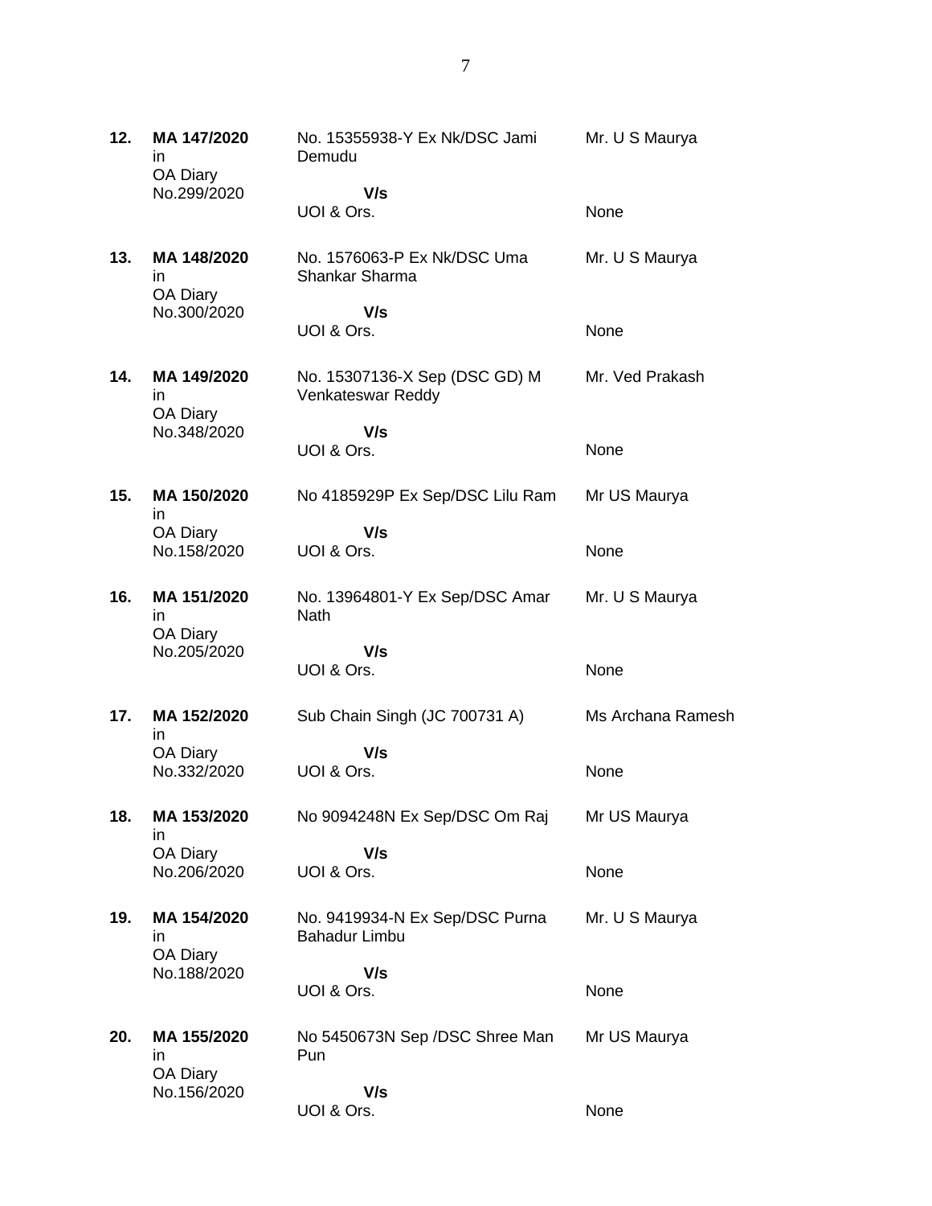| | | | |
|---|---|---|---|
| **12.** | **MA 147/2020** in OA Diary No.299/2020 | No. 15355938-Y Ex Nk/DSC Jami Demudu<br>**V/s**<br>UOI & Ors. | Mr. U S Maurya<br><br>None |
| **13.** | **MA 148/2020** in OA Diary No.300/2020 | No. 1576063-P Ex Nk/DSC Uma Shankar Sharma<br>**V/s**<br>UOI & Ors. | Mr. U S Maurya<br><br>None |
| **14.** | **MA 149/2020** in OA Diary No.348/2020 | No. 15307136-X Sep (DSC GD) M Venkateswar Reddy<br>**V/s**<br>UOI & Ors. | Mr. Ved Prakash<br><br>None |
| **15.** | **MA 150/2020** in OA Diary No.158/2020 | No 4185929P Ex Sep/DSC Lilu Ram<br>**V/s**<br>UOI & Ors. | Mr US Maurya<br><br>None |
| **16.** | **MA 151/2020** in OA Diary No.205/2020 | No. 13964801-Y Ex Sep/DSC Amar Nath<br>**V/s**<br>UOI & Ors. | Mr. U S Maurya<br><br>None |
| **17.** | **MA 152/2020** in OA Diary No.332/2020 | Sub Chain Singh (JC 700731 A)<br>**V/s**<br>UOI & Ors. | Ms Archana Ramesh<br><br>None |
| **18.** | **MA 153/2020** in OA Diary No.206/2020 | No 9094248N Ex Sep/DSC Om Raj<br>**V/s**<br>UOI & Ors. | Mr US Maurya<br><br>None |
| **19.** | **MA 154/2020** in OA Diary No.188/2020 | No. 9419934-N Ex Sep/DSC Purna Bahadur Limbu<br>**V/s**<br>UOI & Ors. | Mr. U S Maurya<br><br>None |
| **20.** | **MA 155/2020** in OA Diary No.156/2020 | No 5450673N Sep /DSC Shree Man Pun<br>**V/s**<br>UOI & Ors. | Mr US Maurya<br><br>None |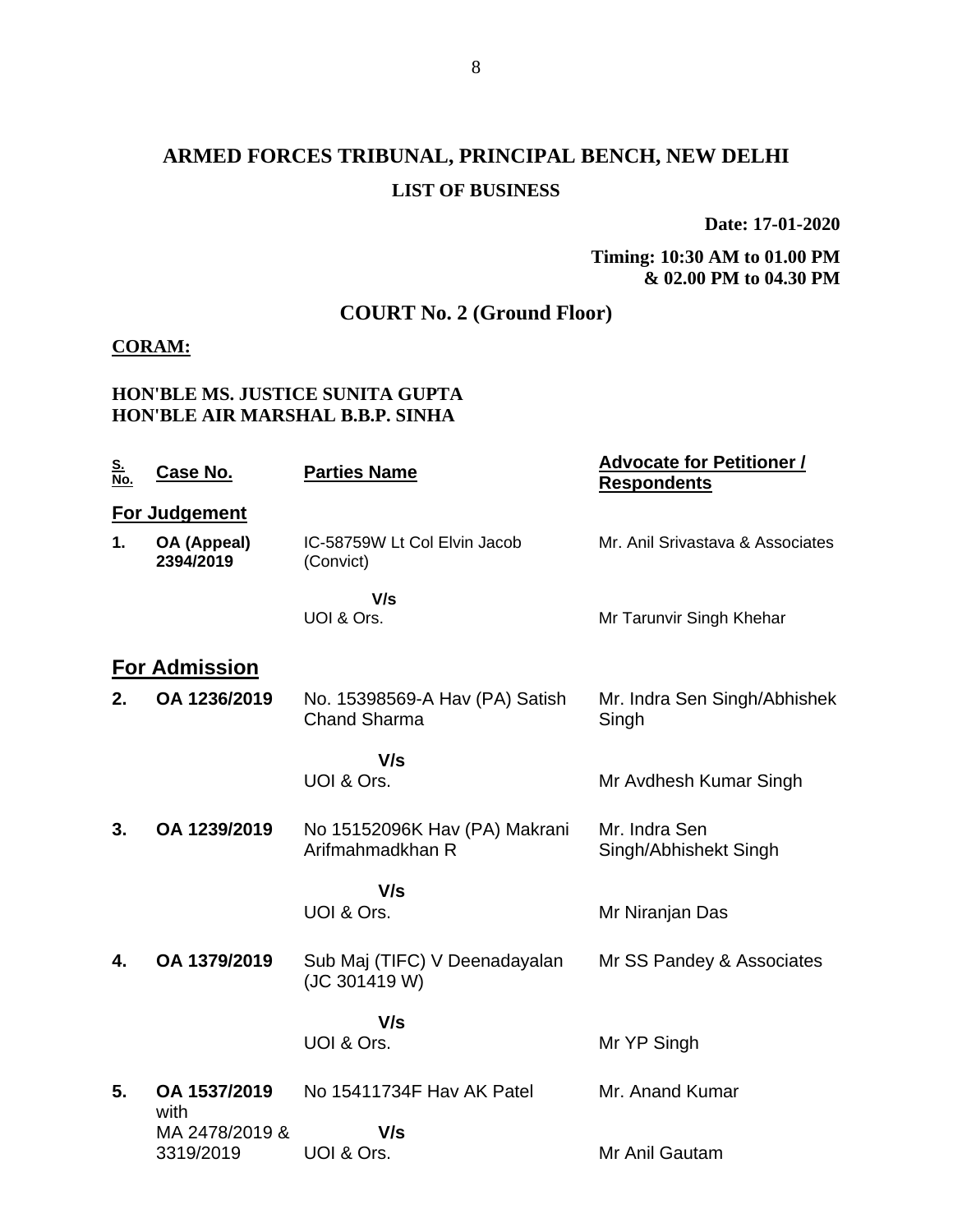# ARMED FORCES TRIBUNAL, PRINCIPAL BENCH, NEW DELHI

**LIST OF BUSINESS**

**Date: 17-01-2020**

**Timing: 10:30 AM to 01.00 PM & 02.00 PM to 04.30 PM**

## COURT No. 2 (Ground Floor)

**CORAM:**

**HON'BLE MS. JUSTICE SUNITA GUPTA**
**HON'BLE AIR MARSHAL B.B.P. SINHA**

| S. No. | Case No. | Parties Name | Advocate for Petitioner / Respondents |
|---|---|---|---|
| | **For Judgement** | | |
| **1.** | **OA (Appeal) 2394/2019** | IC-58759W Lt Col Elvin Jacob (Convict) | Mr. Anil Srivastava & Associates |
| | | **V/s** UOI & Ors. | Mr Tarunvir Singh Khehar |
| | **For Admission** | | |
| **2.** | **OA 1236/2019** | No. 15398569-A Hav (PA) Satish Chand Sharma | Mr. Indra Sen Singh/Abhishek Singh |
| | | **V/s** UOI & Ors. | Mr Avdhesh Kumar Singh |
| **3.** | **OA 1239/2019** | No 15152096K Hav (PA) Makrani Arifmahmadkhan R | Mr. Indra Sen Singh/Abhishekt Singh |
| | | **V/s** UOI & Ors. | Mr Niranjan Das |
| **4.** | **OA 1379/2019** | Sub Maj (TIFC) V Deenadayalan (JC 301419 W) | Mr SS Pandey & Associates |
| | | **V/s** UOI & Ors. | Mr YP Singh |
| **5.** | **OA 1537/2019** with MA 2478/2019 & 3319/2019 | No 15411734F Hav AK Patel | Mr. Anand Kumar |
| | | **V/s** UOI & Ors. | Mr Anil Gautam |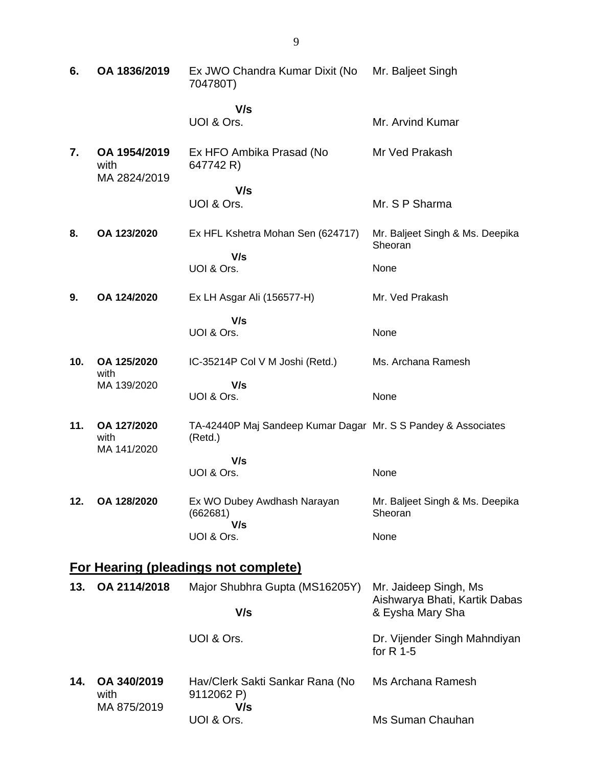| | | | |
|---|---|---|---|
| **6.** | **OA 1836/2019** | Ex JWO Chandra Kumar Dixit (No 704780T)<br><br>**V/s**<br>UOI & Ors. | Mr. Baljeet Singh<br><br><br>Mr. Arvind Kumar |
| **7.** | **OA 1954/2019** with MA 2824/2019 | Ex HFO Ambika Prasad (No 647742 R)<br><br>**V/s**<br>UOI & Ors. | Mr Ved Prakash<br><br><br>Mr. S P Sharma |
| **8.** | **OA 123/2020** | Ex HFL Kshetra Mohan Sen (624717)<br><br>**V/s**<br>UOI & Ors. | Mr. Baljeet Singh & Ms. Deepika Sheoran<br><br>None |
| **9.** | **OA 124/2020** | Ex LH Asgar Ali (156577-H)<br><br>**V/s**<br>UOI & Ors. | Mr. Ved Prakash<br><br><br>None |
| **10.** | **OA 125/2020** with MA 139/2020 | IC-35214P Col V M Joshi (Retd.)<br><br>**V/s**<br>UOI & Ors. | Ms. Archana Ramesh<br><br><br>None |
| **11.** | **OA 127/2020** with MA 141/2020 | TA-42440P Maj Sandeep Kumar Dagar (Retd.)<br><br>**V/s**<br>UOI & Ors. | Mr. S S Pandey & Associates<br><br><br>None |
| **12.** | **OA 128/2020** | Ex WO Dubey Awdhash Narayan (662681)<br>**V/s**<br>UOI & Ors. | Mr. Baljeet Singh & Ms. Deepika Sheoran<br><br>None |

## For Hearing (pleadings not complete)

| | | | |
|---|---|---|---|
| **13.** | **OA 2114/2018** | Major Shubhra Gupta (MS16205Y)<br><br>**V/s**<br><br>UOI & Ors. | Mr. Jaideep Singh, Ms Aishwarya Bhati, Kartik Dabas & Eysha Mary Sha<br><br>Dr. Vijender Singh Mahndiyan for R 1-5 |
| **14.** | **OA 340/2019** with MA 875/2019 | Hav/Clerk Sakti Sankar Rana (No 9112062 P)<br>**V/s**<br>UOI & Ors. | Ms Archana Ramesh<br><br><br>Ms Suman Chauhan |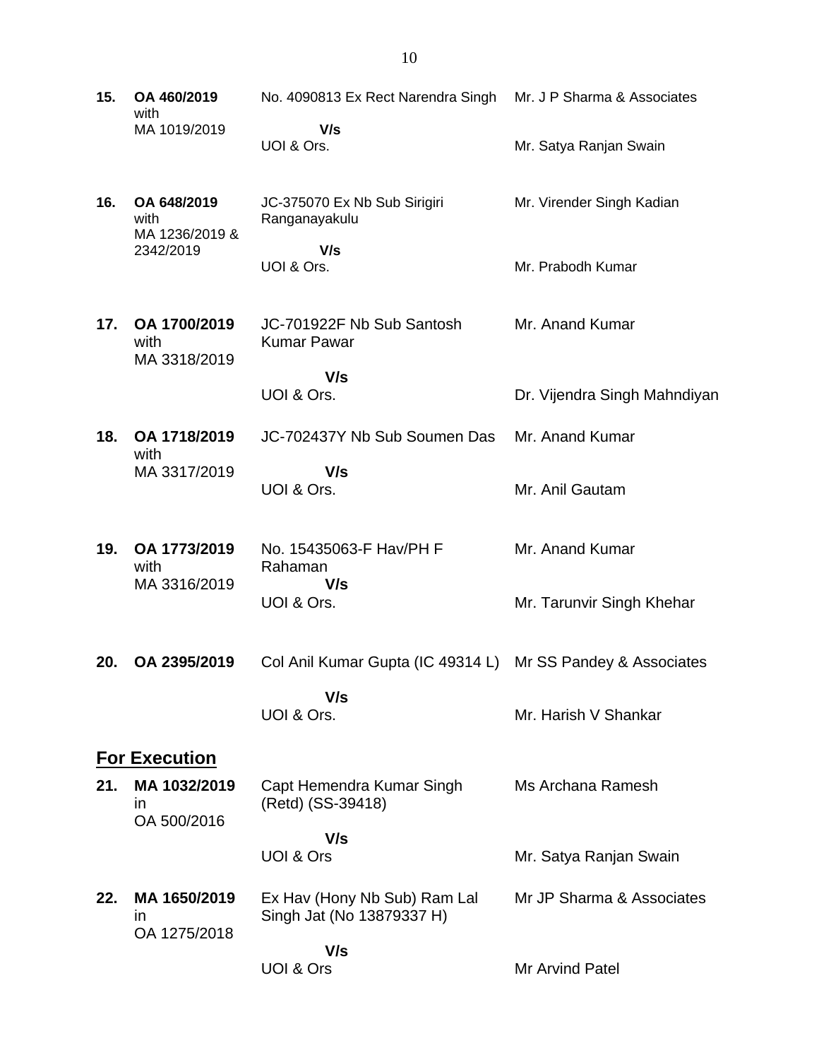| | | | |
|---|---|---|---|
| **15.** | **OA 460/2019** with MA 1019/2019 | No. 4090813 Ex Rect Narendra Singh **V/s** UOI & Ors. | Mr. J P Sharma & Associates<br><br>Mr. Satya Ranjan Swain |
| **16.** | **OA 648/2019** with MA 1236/2019 & 2342/2019 | JC-375070 Ex Nb Sub Sirigiri Ranganayakulu **V/s** UOI & Ors. | Mr. Virender Singh Kadian<br><br>Mr. Prabodh Kumar |
| **17.** | **OA 1700/2019** with MA 3318/2019 | JC-701922F Nb Sub Santosh Kumar Pawar **V/s** UOI & Ors. | Mr. Anand Kumar<br><br>Dr. Vijendra Singh Mahndiyan |
| **18.** | **OA 1718/2019** with MA 3317/2019 | JC-702437Y Nb Sub Soumen Das **V/s** UOI & Ors. | Mr. Anand Kumar<br><br>Mr. Anil Gautam |
| **19.** | **OA 1773/2019** with MA 3316/2019 | No. 15435063-F Hav/PH F Rahaman **V/s** UOI & Ors. | Mr. Anand Kumar<br><br>Mr. Tarunvir Singh Khehar |
| **20.** | **OA 2395/2019** | Col Anil Kumar Gupta (IC 49314 L) **V/s** UOI & Ors. | Mr SS Pandey & Associates<br><br>Mr. Harish V Shankar |

## **For Execution**

| | | | |
|---|---|---|---|
| **21.** | **MA 1032/2019** in OA 500/2016 | Capt Hemendra Kumar Singh (Retd) (SS-39418) **V/s** UOI & Ors | Ms Archana Ramesh<br><br>Mr. Satya Ranjan Swain |
| **22.** | **MA 1650/2019** in OA 1275/2018 | Ex Hav (Hony Nb Sub) Ram Lal Singh Jat (No 13879337 H) **V/s** UOI & Ors | Mr JP Sharma & Associates<br><br>Mr Arvind Patel |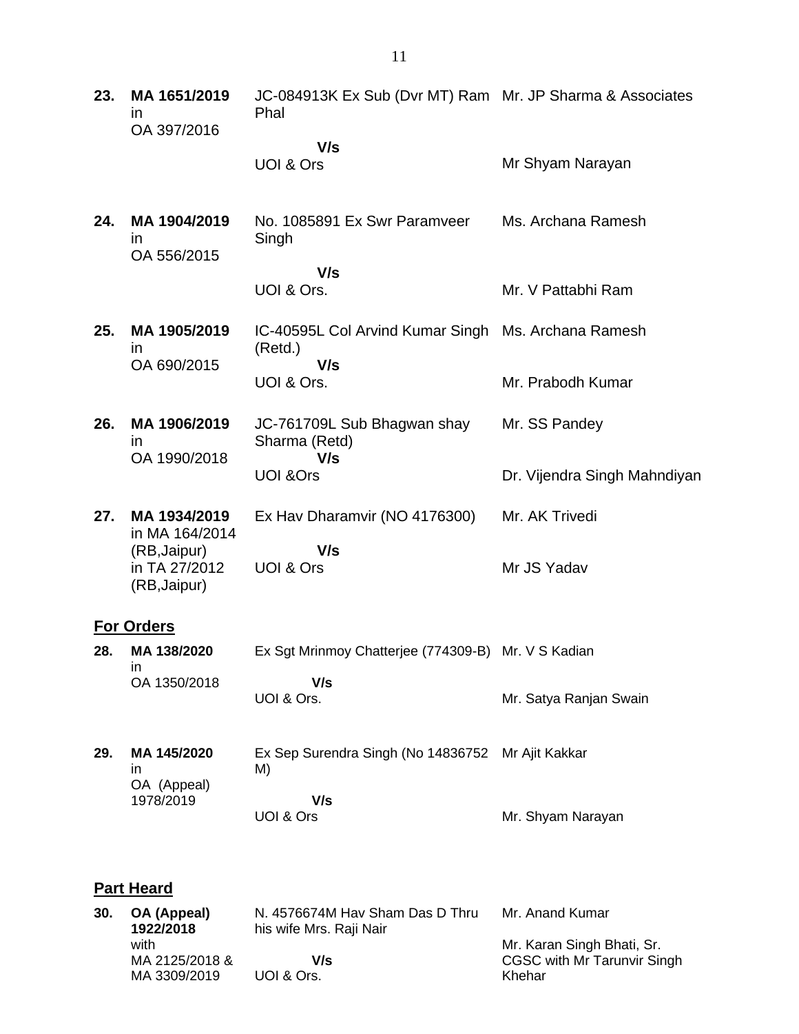| | | | |
|---|---|---|---|
| **23.** | **MA 1651/2019** in OA 397/2016 | JC-084913K Ex Sub (Dvr MT) Ram Phal<br>**V/s**<br>UOI & Ors | Mr. JP Sharma & Associates<br><br>Mr Shyam Narayan |
| **24.** | **MA 1904/2019** in OA 556/2015 | No. 1085891 Ex Swr Paramveer Singh<br>**V/s**<br>UOI & Ors. | Ms. Archana Ramesh<br><br>Mr. V Pattabhi Ram |
| **25.** | **MA 1905/2019** in OA 690/2015 | IC-40595L Col Arvind Kumar Singh (Retd.)<br>**V/s**<br>UOI & Ors. | Ms. Archana Ramesh<br><br>Mr. Prabodh Kumar |
| **26.** | **MA 1906/2019** in OA 1990/2018 | JC-761709L Sub Bhagwan shay Sharma (Retd)<br>**V/s**<br>UOI &Ors | Mr. SS Pandey<br><br>Dr. Vijendra Singh Mahndiyan |
| **27.** | **MA 1934/2019** in MA 164/2014 (RB,Jaipur) in TA 27/2012 (RB,Jaipur) | Ex Hav Dharamvir (NO 4176300)<br>**V/s**<br>UOI & Ors | Mr. AK Trivedi<br><br>Mr JS Yadav |

## For Orders

| | | | |
|---|---|---|---|
| **28.** | **MA 138/2020** in OA 1350/2018 | Ex Sgt Mrinmoy Chatterjee (774309-B)<br>**V/s**<br>UOI & Ors. | Mr. V S Kadian<br><br>Mr. Satya Ranjan Swain |
| **29.** | **MA 145/2020** in OA (Appeal) 1978/2019 | Ex Sep Surendra Singh (No 14836752 M)<br>**V/s**<br>UOI & Ors | Mr Ajit Kakkar<br><br>Mr. Shyam Narayan |

## Part Heard

| | | | |
|---|---|---|---|
| **30.** | **OA (Appeal) 1922/2018** with MA 2125/2018 & MA 3309/2019 | N. 4576674M Hav Sham Das D Thru his wife Mrs. Raji Nair<br>**V/s**<br>UOI & Ors. | Mr. Anand Kumar<br><br>Mr. Karan Singh Bhati, Sr. CGSC with Mr Tarunvir Singh Khehar |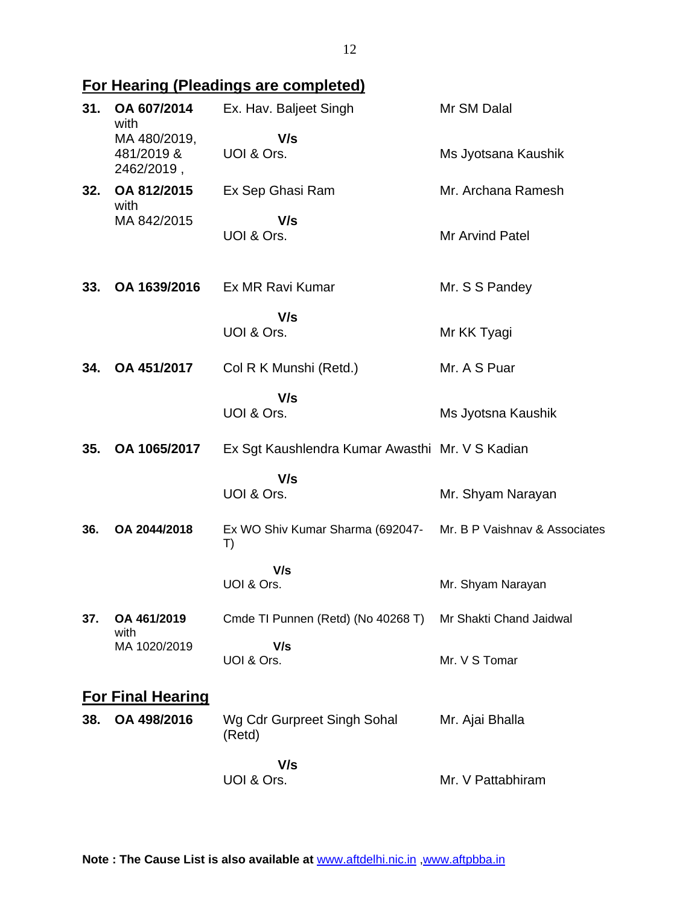## For Hearing (Pleadings are completed)

| | | | |
|---|---|---|---|
| **31.** | **OA 607/2014** with MA 480/2019, 481/2019 & 2462/2019 , | Ex. Hav. Baljeet Singh **V/s** UOI & Ors. | Mr SM Dalal<br><br>Ms Jyotsana Kaushik |
| **32.** | **OA 812/2015** with MA 842/2015 | Ex Sep Ghasi Ram **V/s** UOI & Ors. | Mr. Archana Ramesh<br><br>Mr Arvind Patel |
| **33.** | **OA 1639/2016** | Ex MR Ravi Kumar **V/s** UOI & Ors. | Mr. S S Pandey<br><br>Mr KK Tyagi |
| **34.** | **OA 451/2017** | Col R K Munshi (Retd.) **V/s** UOI & Ors. | Mr. A S Puar<br><br>Ms Jyotsna Kaushik |
| **35.** | **OA 1065/2017** | Ex Sgt Kaushlendra Kumar Awasthi **V/s** UOI & Ors. | Mr. V S Kadian<br><br>Mr. Shyam Narayan |
| **36.** | **OA 2044/2018** | Ex WO Shiv Kumar Sharma (692047-T) **V/s** UOI & Ors. | Mr. B P Vaishnav & Associates<br><br>Mr. Shyam Narayan |
| **37.** | **OA 461/2019** with MA 1020/2019 | Cmde TI Punnen (Retd) (No 40268 T) **V/s** UOI & Ors. | Mr Shakti Chand Jaidwal<br><br>Mr. V S Tomar |

## For Final Hearing

| | | | |
|---|---|---|---|
| **38.** | **OA 498/2016** | Wg Cdr Gurpreet Singh Sohal (Retd) **V/s** UOI & Ors. | Mr. Ajai Bhalla<br><br>Mr. V Pattabhiram |

**Note : The Cause List is also available at** www.aftdelhi.nic.in ,www.aftpbba.in